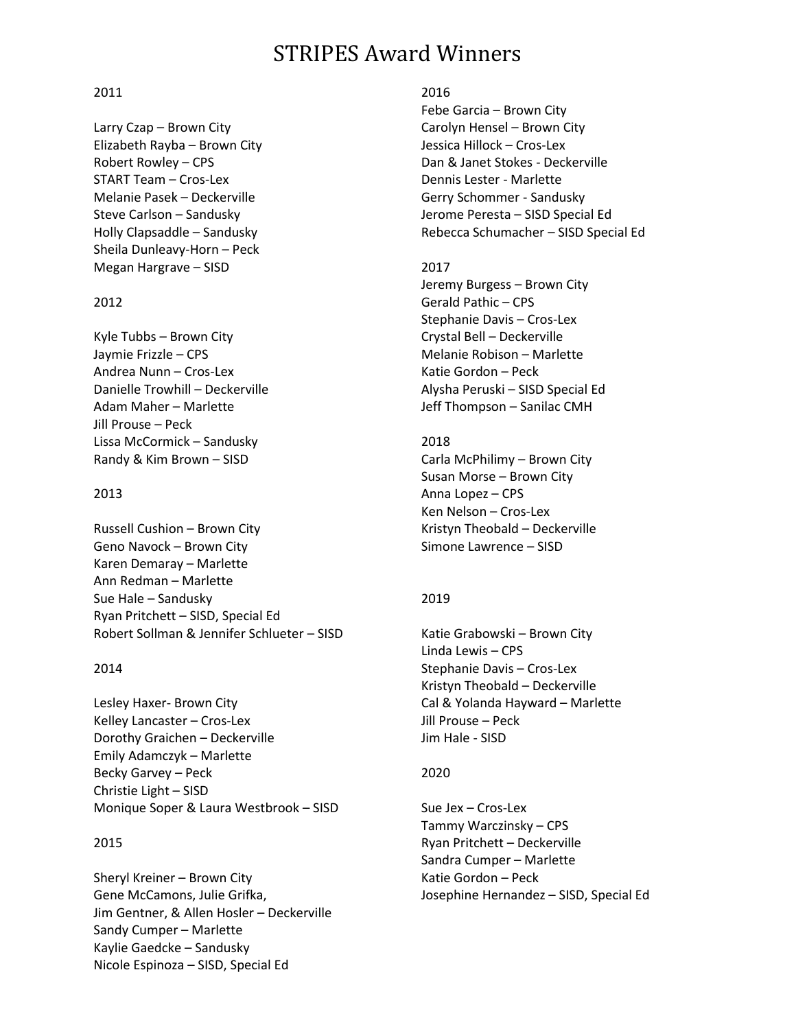# STRIPES Award Winners

2011

Larry Czap – Brown City
Elizabeth Rayba – Brown City
Robert Rowley – CPS
START Team – Cros-Lex
Melanie Pasek – Deckerville
Steve Carlson – Sandusky
Holly Clapsaddle – Sandusky
Sheila Dunleavy-Horn – Peck
Megan Hargrave – SISD

2012

Kyle Tubbs – Brown City
Jaymie Frizzle – CPS
Andrea Nunn – Cros-Lex
Danielle Trowhill – Deckerville
Adam Maher – Marlette
Jill Prouse – Peck
Lissa McCormick – Sandusky
Randy & Kim Brown – SISD

2013

Russell Cushion – Brown City
Geno Navock – Brown City
Karen Demaray – Marlette
Ann Redman – Marlette
Sue Hale – Sandusky
Ryan Pritchett – SISD, Special Ed
Robert Sollman & Jennifer Schlueter – SISD

2014

Lesley Haxer- Brown City
Kelley Lancaster – Cros-Lex
Dorothy Graichen – Deckerville
Emily Adamczyk – Marlette
Becky Garvey – Peck
Christie Light – SISD
Monique Soper & Laura Westbrook – SISD

2015

Sheryl Kreiner – Brown City
Gene McCamons, Julie Grifka,
Jim Gentner, & Allen Hosler – Deckerville
Sandy Cumper – Marlette
Kaylie Gaedcke – Sandusky
Nicole Espinoza – SISD, Special Ed

2016

Febe Garcia – Brown City
Carolyn Hensel – Brown City
Jessica Hillock – Cros-Lex
Dan & Janet Stokes - Deckerville
Dennis Lester - Marlette
Gerry Schommer - Sandusky
Jerome Peresta – SISD Special Ed
Rebecca Schumacher – SISD Special Ed

2017

Jeremy Burgess – Brown City
Gerald Pathic – CPS
Stephanie Davis – Cros-Lex
Crystal Bell – Deckerville
Melanie Robison – Marlette
Katie Gordon – Peck
Alysha Peruski – SISD Special Ed
Jeff Thompson – Sanilac CMH

2018

Carla McPhilimy – Brown City
Susan Morse – Brown City
Anna Lopez – CPS
Ken Nelson – Cros-Lex
Kristyn Theobald – Deckerville
Simone Lawrence – SISD

2019

Katie Grabowski – Brown City
Linda Lewis – CPS
Stephanie Davis – Cros-Lex
Kristyn Theobald – Deckerville
Cal & Yolanda Hayward – Marlette
Jill Prouse – Peck
Jim Hale - SISD

2020

Sue Jex – Cros-Lex
Tammy Warczinsky – CPS
Ryan Pritchett – Deckerville
Sandra Cumper – Marlette
Katie Gordon – Peck
Josephine Hernandez – SISD, Special Ed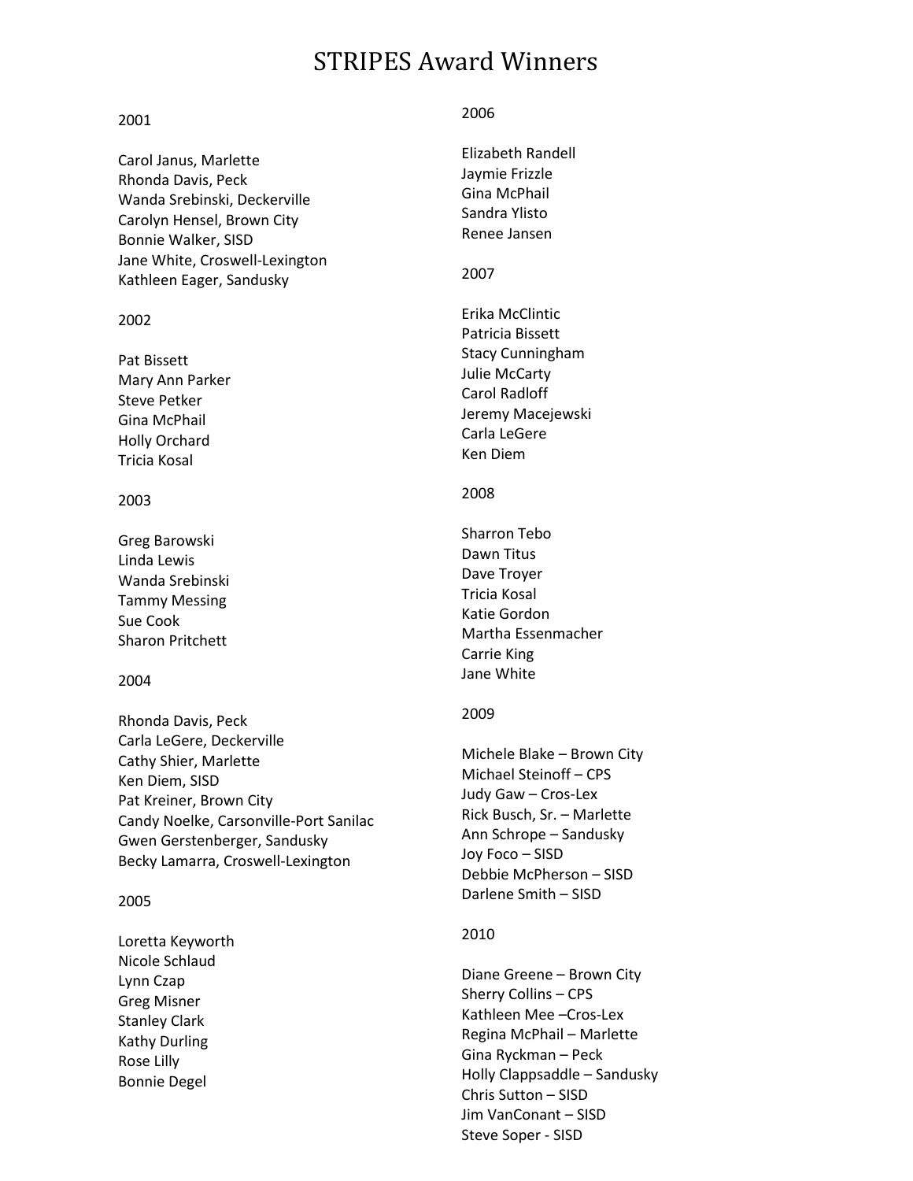# STRIPES Award Winners

2001

Carol Janus, Marlette
Rhonda Davis, Peck
Wanda Srebinski, Deckerville
Carolyn Hensel, Brown City
Bonnie Walker, SISD
Jane White, Croswell-Lexington
Kathleen Eager, Sandusky

2002

Pat Bissett
Mary Ann Parker
Steve Petker
Gina McPhail
Holly Orchard
Tricia Kosal

2003

Greg Barowski
Linda Lewis
Wanda Srebinski
Tammy Messing
Sue Cook
Sharon Pritchett

2004

Rhonda Davis, Peck
Carla LeGere, Deckerville
Cathy Shier, Marlette
Ken Diem, SISD
Pat Kreiner, Brown City
Candy Noelke, Carsonville-Port Sanilac
Gwen Gerstenberger, Sandusky
Becky Lamarra, Croswell-Lexington

2005

Loretta Keyworth
Nicole Schlaud
Lynn Czap
Greg Misner
Stanley Clark
Kathy Durling
Rose Lilly
Bonnie Degel

2006

Elizabeth Randell
Jaymie Frizzle
Gina McPhail
Sandra Ylisto
Renee Jansen

2007

Erika McClintic
Patricia Bissett
Stacy Cunningham
Julie McCarty
Carol Radloff
Jeremy Macejewski
Carla LeGere
Ken Diem

2008

Sharron Tebo
Dawn Titus
Dave Troyer
Tricia Kosal
Katie Gordon
Martha Essenmacher
Carrie King
Jane White

2009

Michele Blake – Brown City
Michael Steinoff – CPS
Judy Gaw – Cros-Lex
Rick Busch, Sr. – Marlette
Ann Schrope – Sandusky
Joy Foco – SISD
Debbie McPherson – SISD
Darlene Smith – SISD

2010

Diane Greene – Brown City
Sherry Collins – CPS
Kathleen Mee –Cros-Lex
Regina McPhail – Marlette
Gina Ryckman – Peck
Holly Clappsaddle – Sandusky
Chris Sutton – SISD
Jim VanConant – SISD
Steve Soper - SISD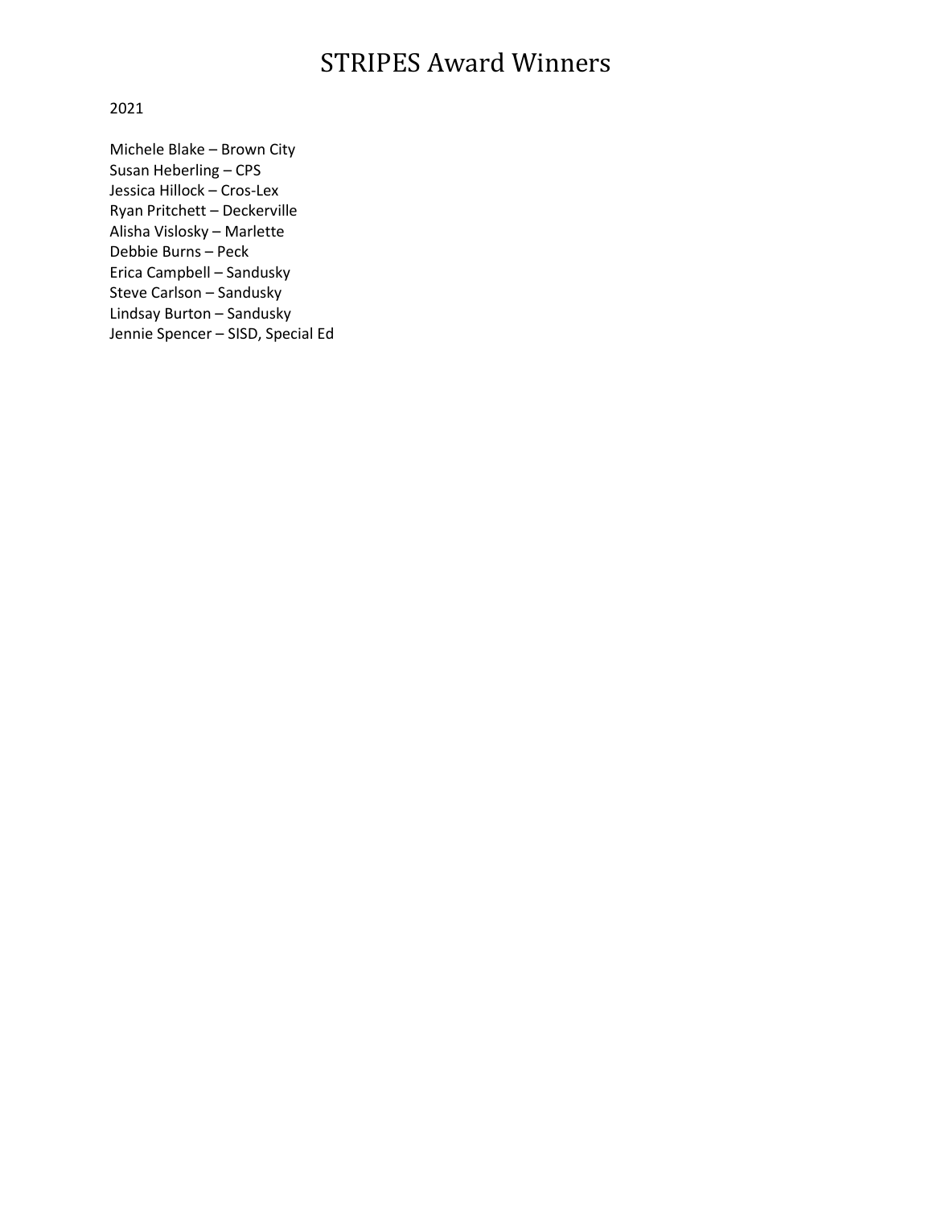# STRIPES Award Winners

2021

Michele Blake – Brown City
Susan Heberling – CPS
Jessica Hillock – Cros-Lex
Ryan Pritchett – Deckerville
Alisha Vislosky – Marlette
Debbie Burns – Peck
Erica Campbell – Sandusky
Steve Carlson – Sandusky
Lindsay Burton – Sandusky
Jennie Spencer – SISD, Special Ed